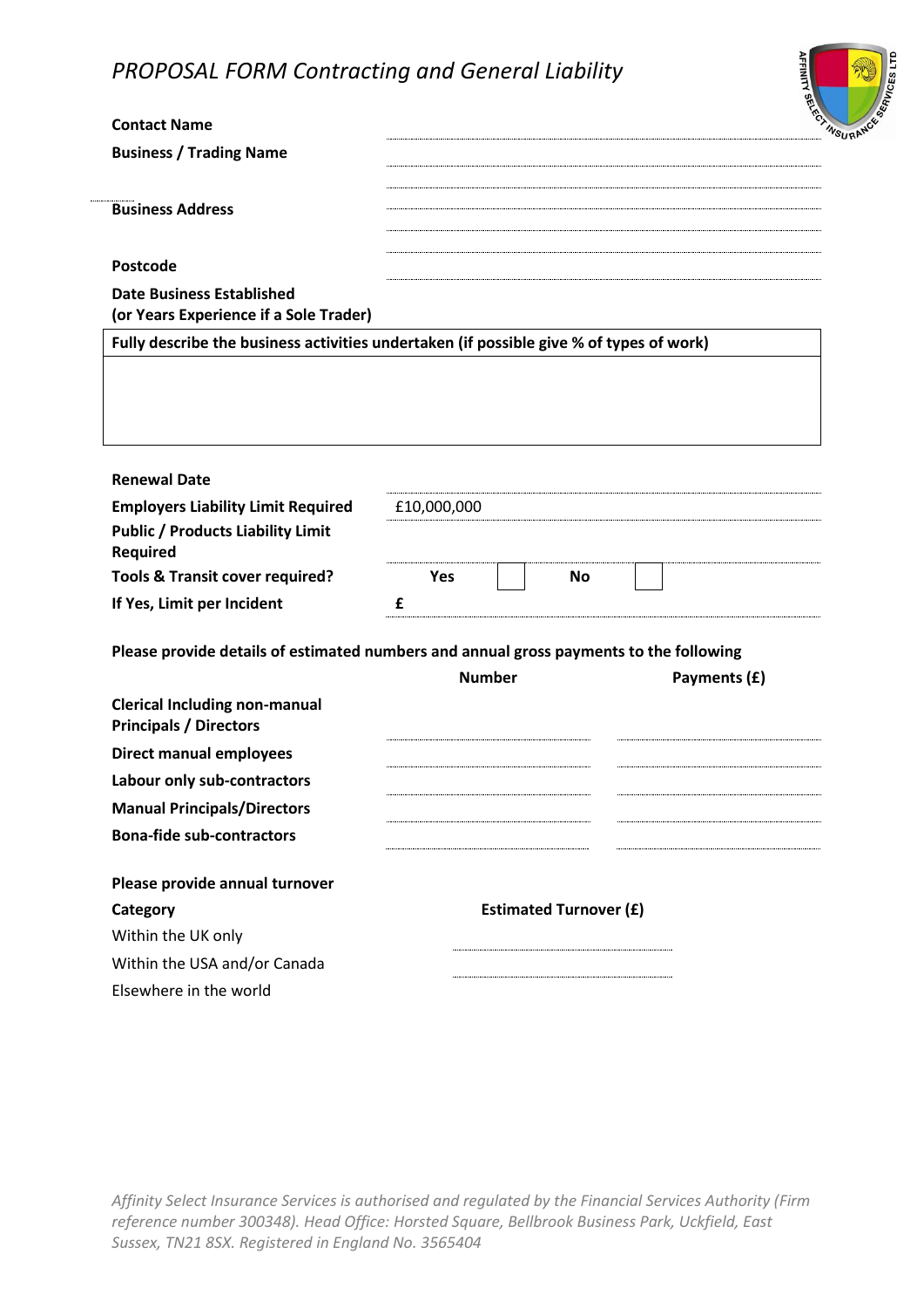# *PROPOSAL FORM Contracting and General Liability*

**Contact Name**

**Business / Trading Name**

**Business Address**

**Postcode**

**Date Business Established**
**(or Years Experience if a Sole Trader)**

| **Fully describe the business activities undertaken (if possible give % of types of work)** |
|---|
| |

**Renewal Date**

**Employers Liability Limit Required** £10,000,000

**Public / Products Liability Limit Required**

**Tools & Transit cover required?** **Yes** ☐ **No** ☐

**If Yes, Limit per Incident** **£**

**Please provide details of estimated numbers and annual gross payments to the following**

| | **Number** | **Payments (£)** |
|---|---|---|
| **Clerical Including non-manual Principals / Directors** | | |
| **Direct manual employees** | | |
| **Labour only sub-contractors** | | |
| **Manual Principals/Directors** | | |
| **Bona-fide sub-contractors** | | |

**Please provide annual turnover**

| **Category** | **Estimated Turnover (£)** |
|---|---|
| Within the UK only | |
| Within the USA and/or Canada | |
| Elsewhere in the world | |

*Affinity Select Insurance Services is authorised and regulated by the Financial Services Authority (Firm reference number 300348). Head Office: Horsted Square, Bellbrook Business Park, Uckfield, East Sussex, TN21 8SX. Registered in England No. 3565404*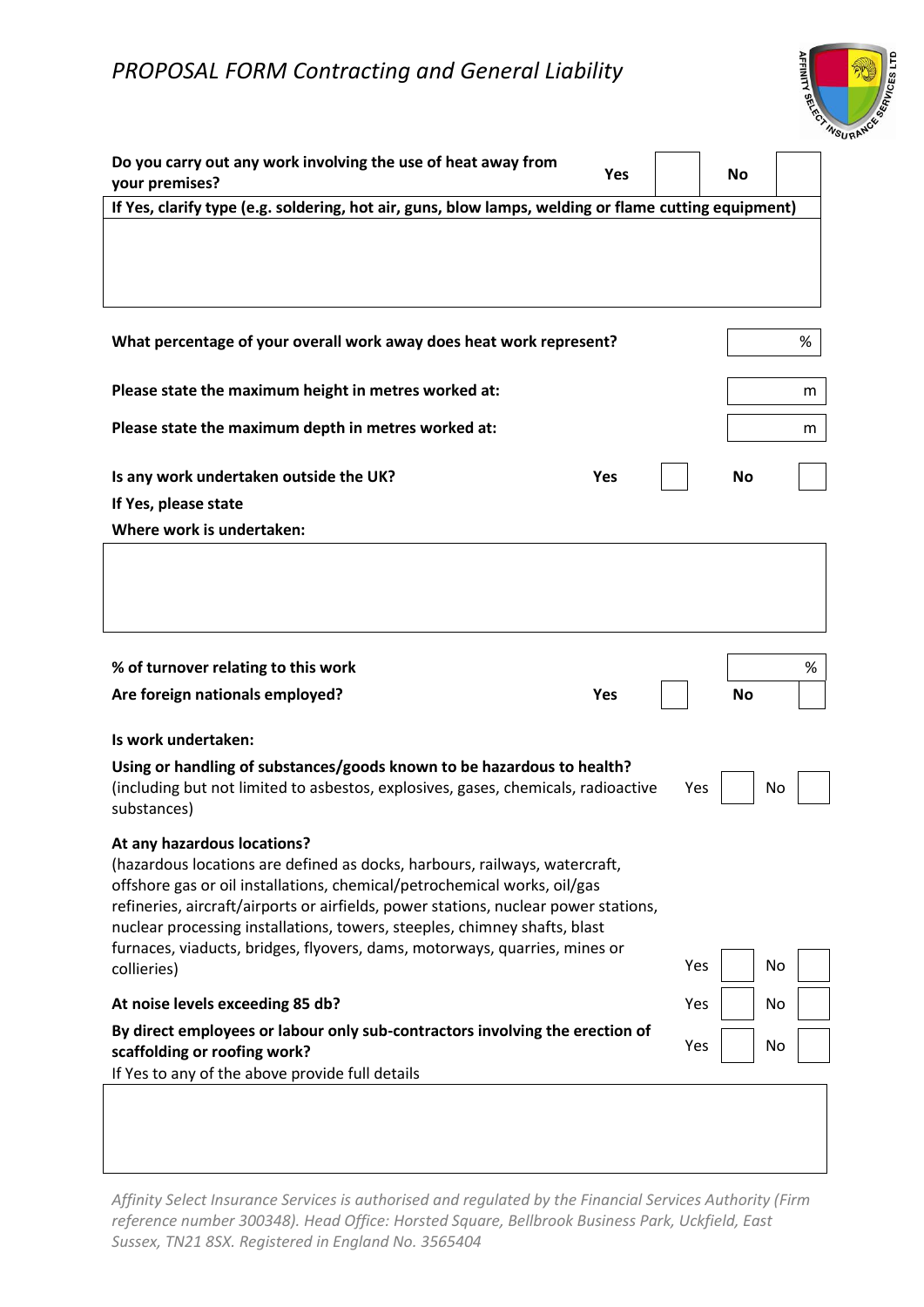# *PROPOSAL FORM Contracting and General Liability*

**Do you carry out any work involving the use of heat away from your premises?** **Yes** ☐ **No** ☐

**If Yes, clarify type (e.g. soldering, hot air, guns, blow lamps, welding or flame cutting equipment)**

&nbsp;

**What percentage of your overall work away does heat work represent?** ____ %

**Please state the maximum height in metres worked at:** ____ m

**Please state the maximum depth in metres worked at:** ____ m

**Is any work undertaken outside the UK?** **Yes** ☐ **No** ☐

**If Yes, please state**

**Where work is undertaken:**

&nbsp;

**% of turnover relating to this work** ____ %

**Are foreign nationals employed?** **Yes** ☐ **No** ☐

**Is work undertaken:**

**Using or handling of substances/goods known to be hazardous to health?**
(including but not limited to asbestos, explosives, gases, chemicals, radioactive substances) Yes ☐ No ☐

**At any hazardous locations?**
(hazardous locations are defined as docks, harbours, railways, watercraft, offshore gas or oil installations, chemical/petrochemical works, oil/gas refineries, aircraft/airports or airfields, power stations, nuclear power stations, nuclear processing installations, towers, steeples, chimney shafts, blast furnaces, viaducts, bridges, flyovers, dams, motorways, quarries, mines or collieries) Yes ☐ No ☐

**At noise levels exceeding 85 db?** Yes ☐ No ☐

**By direct employees or labour only sub-contractors involving the erection of scaffolding or roofing work?** Yes ☐ No ☐

If Yes to any of the above provide full details

&nbsp;

*Affinity Select Insurance Services is authorised and regulated by the Financial Services Authority (Firm reference number 300348). Head Office: Horsted Square, Bellbrook Business Park, Uckfield, East Sussex, TN21 8SX. Registered in England No. 3565404*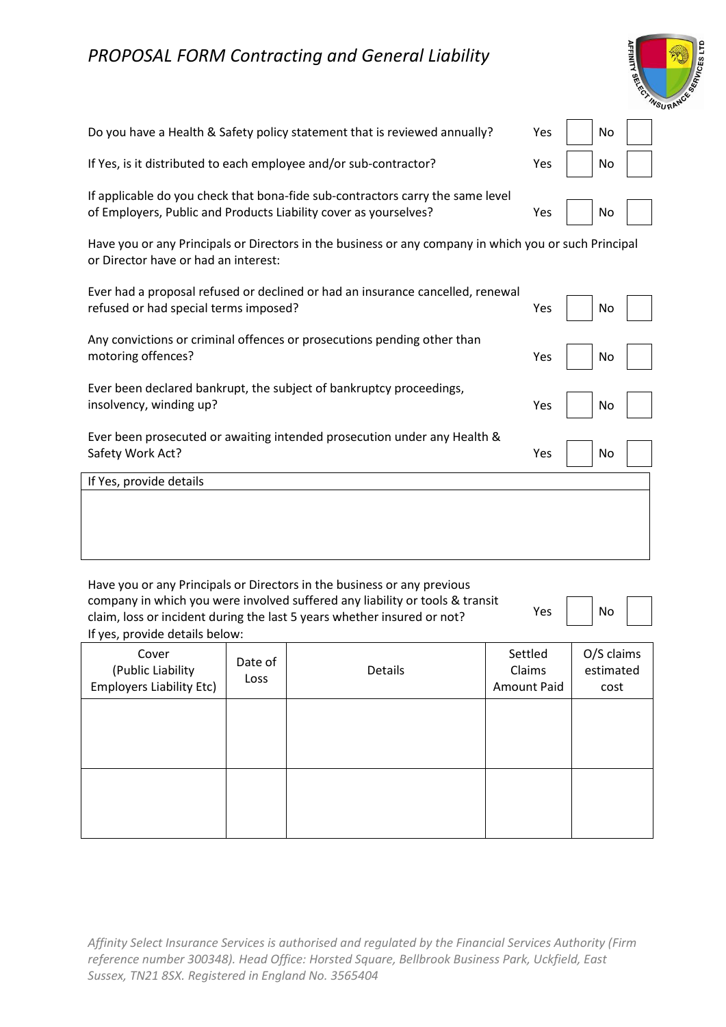*PROPOSAL FORM Contracting and General Liability*

| | | |
|---|---|---|
| Do you have a Health & Safety policy statement that is reviewed annually? | Yes ☐ | No ☐ |
| If Yes, is it distributed to each employee and/or sub-contractor? | Yes ☐ | No ☐ |
| If applicable do you check that bona-fide sub-contractors carry the same level of Employers, Public and Products Liability cover as yourselves? | Yes ☐ | No ☐ |

Have you or any Principals or Directors in the business or any company in which you or such Principal or Director have or had an interest:

| | | |
|---|---|---|
| Ever had a proposal refused or declined or had an insurance cancelled, renewal refused or had special terms imposed? | Yes ☐ | No ☐ |
| Any convictions or criminal offences or prosecutions pending other than motoring offences? | Yes ☐ | No ☐ |
| Ever been declared bankrupt, the subject of bankruptcy proceedings, insolvency, winding up? | Yes ☐ | No ☐ |
| Ever been prosecuted or awaiting intended prosecution under any Health & Safety Work Act? | Yes ☐ | No ☐ |

| If Yes, provide details |
|---|
| |

Have you or any Principals or Directors in the business or any previous company in which you were involved suffered any liability or tools & transit claim, loss or incident during the last 5 years whether insured or not? Yes ☐ No ☐

If yes, provide details below:

| Cover (Public Liability Employers Liability Etc) | Date of Loss | Details | Settled Claims Amount Paid | O/S claims estimated cost |
|---|---|---|---|---|
| | | | | |
| | | | | |

*Affinity Select Insurance Services is authorised and regulated by the Financial Services Authority (Firm reference number 300348). Head Office: Horsted Square, Bellbrook Business Park, Uckfield, East Sussex, TN21 8SX. Registered in England No. 3565404*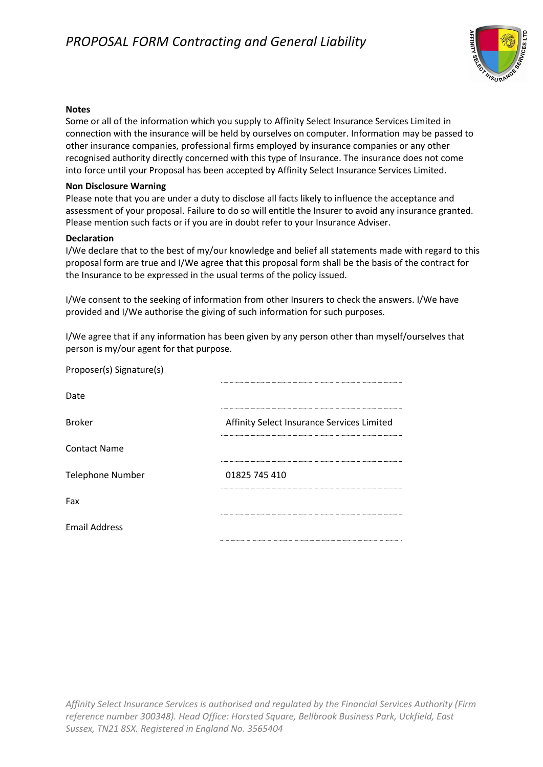# PROPOSAL FORM Contracting and General Liability

**Notes**

Some or all of the information which you supply to Affinity Select Insurance Services Limited in connection with the insurance will be held by ourselves on computer. Information may be passed to other insurance companies, professional firms employed by insurance companies or any other recognised authority directly concerned with this type of Insurance. The insurance does not come into force until your Proposal has been accepted by Affinity Select Insurance Services Limited.

**Non Disclosure Warning**

Please note that you are under a duty to disclose all facts likely to influence the acceptance and assessment of your proposal. Failure to do so will entitle the Insurer to avoid any insurance granted. Please mention such facts or if you are in doubt refer to your Insurance Adviser.

**Declaration**

I/We declare that to the best of my/our knowledge and belief all statements made with regard to this proposal form are true and I/We agree that this proposal form shall be the basis of the contract for the Insurance to be expressed in the usual terms of the policy issued.

I/We consent to the seeking of information from other Insurers to check the answers. I/We have provided and I/We authorise the giving of such information for such purposes.

I/We agree that if any information has been given by any person other than myself/ourselves that person is my/our agent for that purpose.

| | |
|---|---|
| Proposer(s) Signature(s) | |
| Date | |
| Broker | Affinity Select Insurance Services Limited |
| Contact Name | |
| Telephone Number | 01825 745 410 |
| Fax | |
| Email Address | |

*Affinity Select Insurance Services is authorised and regulated by the Financial Services Authority (Firm reference number 300348). Head Office: Horsted Square, Bellbrook Business Park, Uckfield, East Sussex, TN21 8SX. Registered in England No. 3565404*